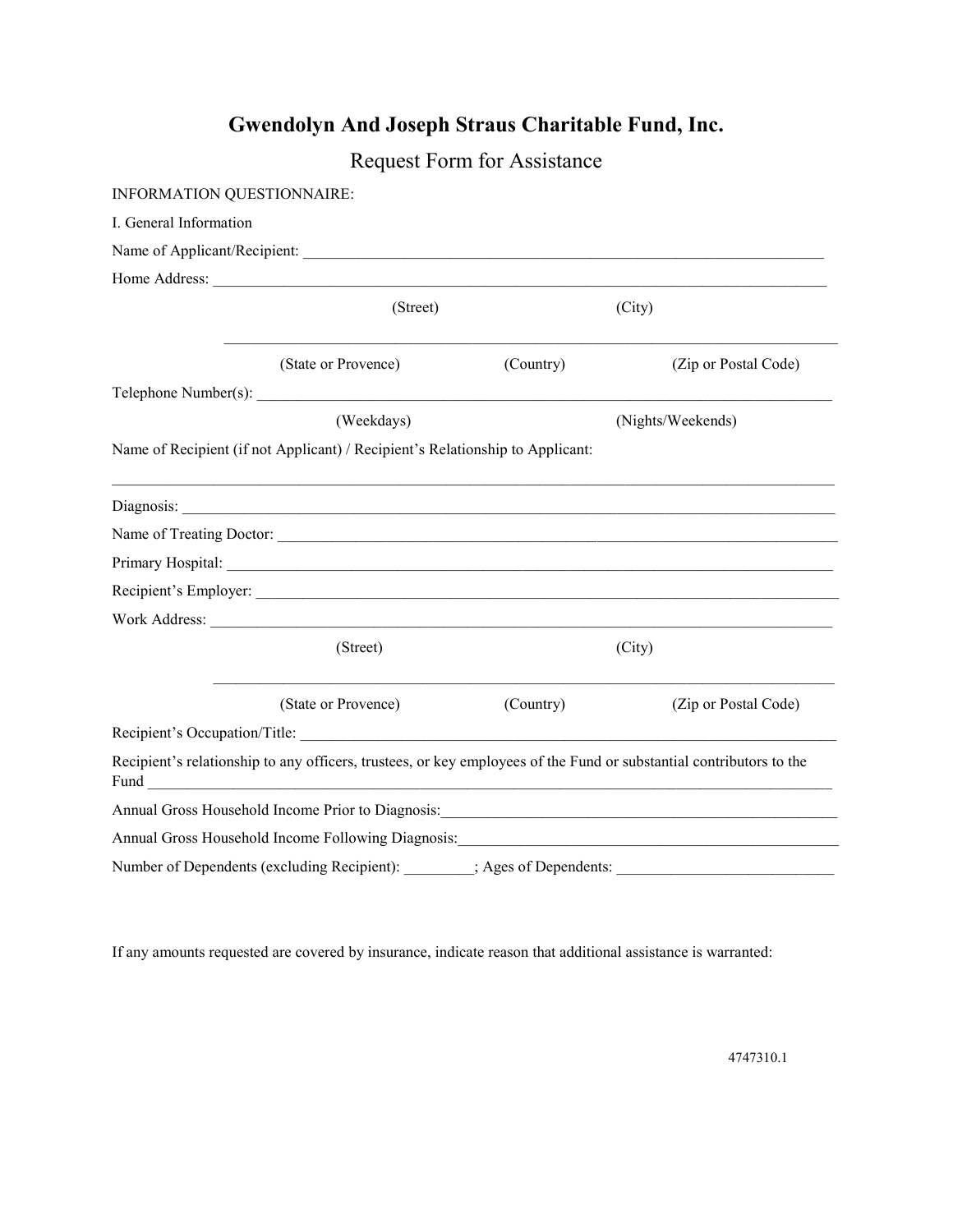# Gwendolyn And Joseph Straus Charitable Fund, Inc.

## Request Form for Assistance

INFORMATION QUESTIONNAIRE:

I. General Information

Name of Applicant/Recipient: ___________________________________________________________________

Home Address: ______________________________________________________________________________

(Street) (City)

____________________________________________________________________________________

(State or Provence) (Country) (Zip or Postal Code)

Telephone Number(s): ___________________________________________________________________________

(Weekdays) (Nights/Weekends)

Name of Recipient (if not Applicant) / Recipient's Relationship to Applicant:

____________________________________________________________________________________

Diagnosis: __________________________________________________________________________________

Name of Treating Doctor: _______________________________________________________________________

Primary Hospital: ____________________________________________________________________________

Recipient's Employer: _________________________________________________________________________

Work Address: ______________________________________________________________________________

(Street) (City)

____________________________________________________________________________________

(State or Provence) (Country) (Zip or Postal Code)

Recipient's Occupation/Title: ____________________________________________________________________

Recipient's relationship to any officers, trustees, or key employees of the Fund or substantial contributors to the Fund ____________________________________________________________________________________

Annual Gross Household Income Prior to Diagnosis:_____________________________________________________

Annual Gross Household Income Following Diagnosis:___________________________________________________

Number of Dependents (excluding Recipient): _________; Ages of Dependents: ___________________________

If any amounts requested are covered by insurance, indicate reason that additional assistance is warranted:

4747310.1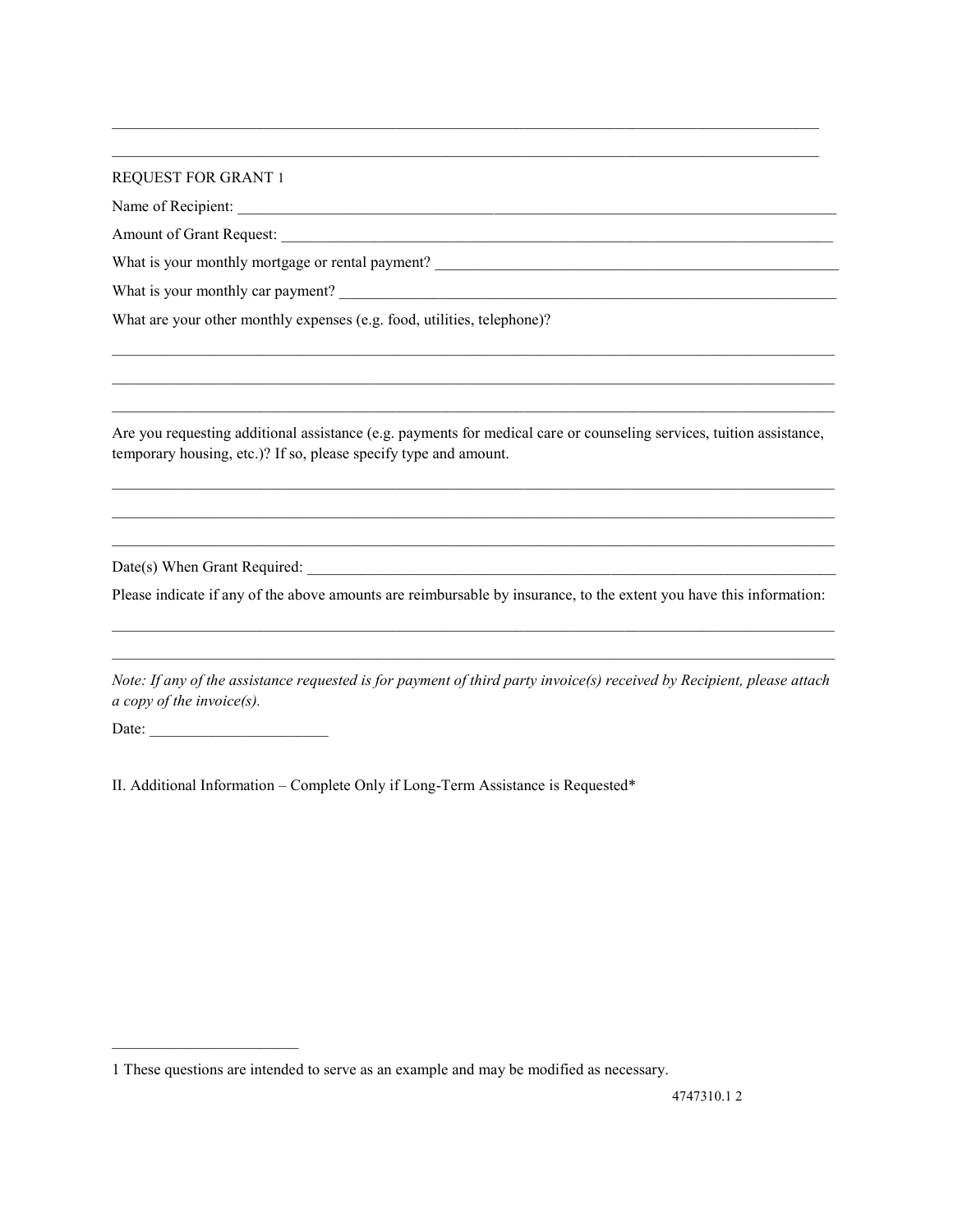______________________________________________________________________________

______________________________________________________________________________

REQUEST FOR GRANT [1]

Name of Recipient: ______________________________________________________________

Amount of Grant Request: _________________________________________________________

What is your monthly mortgage or rental payment? ________________________________________

What is your monthly car payment? __________________________________________________

What are your other monthly expenses (e.g. food, utilities, telephone)?

______________________________________________________________________________

______________________________________________________________________________

______________________________________________________________________________

Are you requesting additional assistance (e.g. payments for medical care or counseling services, tuition assistance, temporary housing, etc.)? If so, please specify type and amount.

______________________________________________________________________________

______________________________________________________________________________

______________________________________________________________________________

Date(s) When Grant Required: _______________________________________________________

Please indicate if any of the above amounts are reimbursable by insurance, to the extent you have this information:

______________________________________________________________________________

______________________________________________________________________________

*Note: If any of the assistance requested is for payment of third party invoice(s) received by Recipient, please attach a copy of the invoice(s).*

Date: ______________________

II. Additional Information – Complete Only if Long-Term Assistance is Requested*

---

[1] These questions are intended to serve as an example and may be modified as necessary.

4747310.1 2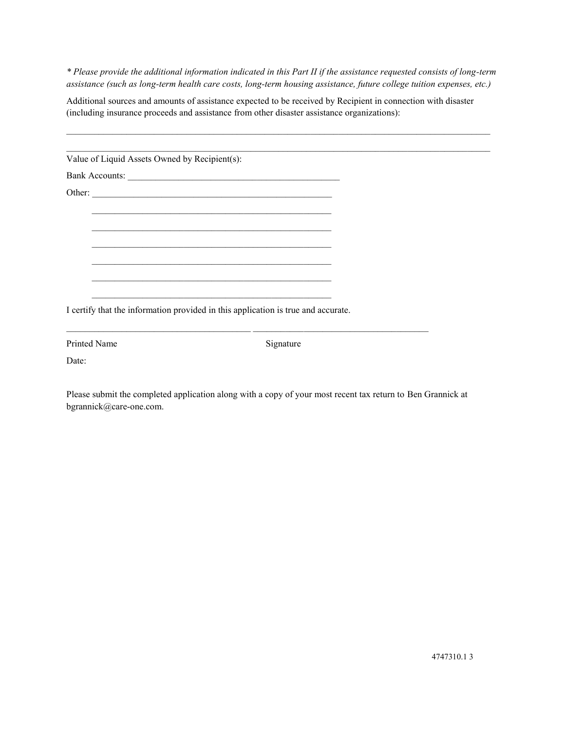*\* Please provide the additional information indicated in this Part II if the assistance requested consists of long-term assistance (such as long-term health care costs, long-term housing assistance, future college tuition expenses, etc.)*

Additional sources and amounts of assistance expected to be received by Recipient in connection with disaster (including insurance proceeds and assistance from other disaster assistance organizations):

\_\_\_\_\_\_\_\_\_\_\_\_\_\_\_\_\_\_\_\_\_\_\_\_\_\_\_\_\_\_\_\_\_\_\_\_\_\_\_\_\_\_\_\_\_\_\_\_\_\_\_\_\_\_\_\_\_\_\_\_\_\_\_\_\_\_\_\_\_\_\_\_\_\_\_\_\_\_

\_\_\_\_\_\_\_\_\_\_\_\_\_\_\_\_\_\_\_\_\_\_\_\_\_\_\_\_\_\_\_\_\_\_\_\_\_\_\_\_\_\_\_\_\_\_\_\_\_\_\_\_\_\_\_\_\_\_\_\_\_\_\_\_\_\_\_\_\_\_\_\_\_\_\_\_\_\_

Value of Liquid Assets Owned by Recipient(s):

Bank Accounts: \_\_\_\_\_\_\_\_\_\_\_\_\_\_\_\_\_\_\_\_\_\_\_\_\_\_\_\_\_\_\_\_\_\_\_\_\_\_\_\_\_\_\_\_

Other: \_\_\_\_\_\_\_\_\_\_\_\_\_\_\_\_\_\_\_\_\_\_\_\_\_\_\_\_\_\_\_\_\_\_\_\_\_\_\_\_\_\_\_\_\_\_\_\_\_\_

\_\_\_\_\_\_\_\_\_\_\_\_\_\_\_\_\_\_\_\_\_\_\_\_\_\_\_\_\_\_\_\_\_\_\_\_\_\_\_\_\_\_\_\_\_\_\_\_\_\_

\_\_\_\_\_\_\_\_\_\_\_\_\_\_\_\_\_\_\_\_\_\_\_\_\_\_\_\_\_\_\_\_\_\_\_\_\_\_\_\_\_\_\_\_\_\_\_\_\_\_

\_\_\_\_\_\_\_\_\_\_\_\_\_\_\_\_\_\_\_\_\_\_\_\_\_\_\_\_\_\_\_\_\_\_\_\_\_\_\_\_\_\_\_\_\_\_\_\_\_\_

\_\_\_\_\_\_\_\_\_\_\_\_\_\_\_\_\_\_\_\_\_\_\_\_\_\_\_\_\_\_\_\_\_\_\_\_\_\_\_\_\_\_\_\_\_\_\_\_\_\_

\_\_\_\_\_\_\_\_\_\_\_\_\_\_\_\_\_\_\_\_\_\_\_\_\_\_\_\_\_\_\_\_\_\_\_\_\_\_\_\_\_\_\_\_\_\_\_\_\_\_

\_\_\_\_\_\_\_\_\_\_\_\_\_\_\_\_\_\_\_\_\_\_\_\_\_\_\_\_\_\_\_\_\_\_\_\_\_\_\_\_\_\_\_\_\_\_\_\_\_\_

I certify that the information provided in this application is true and accurate.

\_\_\_\_\_\_\_\_\_\_\_\_\_\_\_\_\_\_\_\_\_\_\_\_\_\_\_\_\_\_\_\_\_\_\_\_\_\_\_\_ \_\_\_\_\_\_\_\_\_\_\_\_\_\_\_\_\_\_\_\_\_\_\_\_\_\_\_\_\_\_\_\_\_\_\_\_\_\_\_\_

Printed Name                                        Signature

Date:

Please submit the completed application along with a copy of your most recent tax return to Ben Grannick at bgrannick@care-one.com.

4747310.1